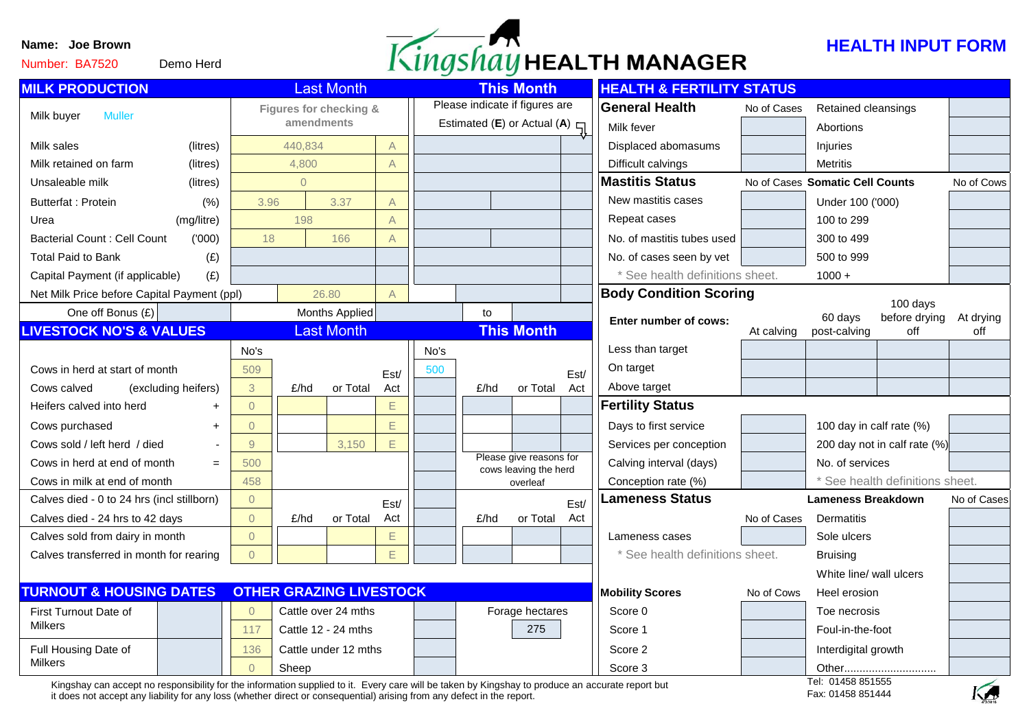**Name:** Joe Brown

Number: BA7520 Demo Herd

# Kingshay HEALTH MANAGER

## HEALTH INPUT FORM

## MILK PRODUCTION

| | | Last Month | | | This Month | | |
|---|---|---|---|---|---|---|---|
| Milk buyer Muller | | Figures for checking & amendments | | | Please indicate if figures are Estimated (**E**) or Actual (**A**) | | |
| Milk sales | (litres) | 440,834 | | A | | | |
| Milk retained on farm | (litres) | 4,800 | | A | | | |
| Unsaleable milk | (litres) | 0 | | | | | |
| Butterfat : Protein | (%) | 3.96 | 3.37 | A | | | |
| Urea | (mg/litre) | 198 | | A | | | |
| Bacterial Count : Cell Count | ('000) | 18 | 166 | A | | | |
| Total Paid to Bank | (£) | | | | | | |
| Capital Payment (if applicable) | (£) | | | | | | |
| Net Milk Price before Capital Payment (ppl) | | 26.80 | | A | | | |
| One off Bonus (£) | | Months Applied | | | to | | |

## LIVESTOCK NO'S & VALUES

| | Last Month No's | £/hd | or Total | Est/ Act | This Month No's | £/hd | or Total | Est/ Act |
|---|---|---|---|---|---|---|---|---|
| Cows in herd at start of month | 509 | | | | 500 | | | |
| Cows calved (excluding heifers) | 3 | | | | | | | |
| Heifers calved into herd + | 0 | | | E | | | | |
| Cows purchased + | 0 | | | E | | | | |
| Cows sold / left herd / died - | 9 | | 3,150 | E | | | | |
| Cows in herd at end of month = | 500 | | | | | Please give reasons for cows leaving the herd overleaf | | |
| Cows in milk at end of month | 458 | | | | | | | |
| Calves died - 0 to 24 hrs (incl stillborn) | 0 | | | | | | | |
| Calves died - 24 hrs to 42 days | 0 | | | | | | | |
| Calves sold from dairy in month | 0 | | | E | | | | |
| Calves transferred in month for rearing | 0 | | | E | | | | |

## TURNOUT & HOUSING DATES

| | |
|---|---|
| First Turnout Date of Milkers | |
| Full Housing Date of Milkers | |

## OTHER GRAZING LIVESTOCK

| Last Month | | This Month | | |
|---|---|---|---|---|
| 0 | Cattle over 24 mths | | Forage hectares | |
| 117 | Cattle 12 - 24 mths | | | 275 |
| 136 | Cattle under 12 mths | | | |
| 0 | Sheep | | | |

## HEALTH & FERTILITY STATUS

### General Health

| | No of Cases | | |
|---|---|---|---|
| Milk fever | | Retained cleansings | |
| Displaced abomasums | | Abortions | |
| Difficult calvings | | Injuries | |
| | | Metritis | |

### Mastitis Status

| | No of Cases | Somatic Cell Counts | No of Cows |
|---|---|---|---|
| New mastitis cases | | Under 100 ('000) | |
| Repeat cases | | 100 to 299 | |
| No. of mastitis tubes used | | 300 to 499 | |
| No. of cases seen by vet | | 500 to 999 | |
| * See health definitions sheet. | | 1000 + | |

### Body Condition Scoring

| Enter number of cows: | At calving | 60 days post-calving | 100 days before drying off | At drying off |
|---|---|---|---|---|
| Less than target | | | | |
| On target | | | | |
| Above target | | | | |

### Fertility Status

| | | | |
|---|---|---|---|
| Days to first service | | 100 day in calf rate (%) | |
| Services per conception | | 200 day not in calf rate (%) | |
| Calving interval (days) | | No. of services | |
| Conception rate (%) | | * See health definitions sheet. | |

### Lameness Status

| | No of Cases | Lameness Breakdown | No of Cases |
|---|---|---|---|
| | | Dermatitis | |
| Lameness cases | | Sole ulcers | |
| * See health definitions sheet. | | Bruising | |
| | | White line/ wall ulcers | |
| **Mobility Scores** | No of Cows | Heel erosion | |
| Score 0 | | Toe necrosis | |
| Score 1 | | Foul-in-the-foot | |
| Score 2 | | Interdigital growth | |
| Score 3 | | Other.............................. | |

Kingshay can accept no responsibility for the information supplied to it. Every care will be taken by Kingshay to produce an accurate report but it does not accept any liability for any loss (whether direct or consequential) arising from any defect in the report.

Tel: 01458 851555
Fax: 01458 851444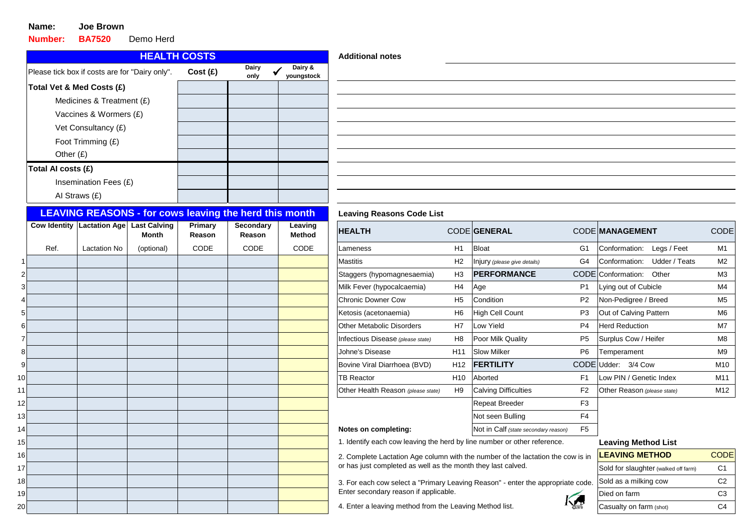**Name:** **Joe Brown**

**Number:** **BA7520** Demo Herd

## HEALTH COSTS

| Please tick box if costs are for "Dairy only". | Cost (£) | Dairy only ✔ | Dairy & youngstock |
|---|---|---|---|
| **Total Vet & Med Costs (£)** | | | |
| Medicines & Treatment (£) | | | |
| Vaccines & Wormers (£) | | | |
| Vet Consultancy (£) | | | |
| Foot Trimming (£) | | | |
| Other (£) | | | |
| **Total AI costs (£)** | | | |
| Insemination Fees (£) | | | |
| AI Straws (£) | | | |

**Additional notes**

## LEAVING REASONS - for cows leaving the herd this month

| | Cow Identity | Lactation Age | Last Calving Month | Primary Reason | Secondary Reason | Leaving Method |
|---|---|---|---|---|---|---|
| | Ref. | Lactation No | (optional) | CODE | CODE | CODE |
| 1 | | | | | | |
| 2 | | | | | | |
| 3 | | | | | | |
| 4 | | | | | | |
| 5 | | | | | | |
| 6 | | | | | | |
| 7 | | | | | | |
| 8 | | | | | | |
| 9 | | | | | | |
| 10 | | | | | | |
| 11 | | | | | | |
| 12 | | | | | | |
| 13 | | | | | | |
| 14 | | | | | | |
| 15 | | | | | | |
| 16 | | | | | | |
| 17 | | | | | | |
| 18 | | | | | | |
| 19 | | | | | | |
| 20 | | | | | | |

**Leaving Reasons Code List**

| HEALTH | CODE | GENERAL | CODE | MANAGEMENT | CODE |
|---|---|---|---|---|---|
| Lameness | H1 | Bloat | G1 | Conformation: Legs / Feet | M1 |
| Mastitis | H2 | Injury *(please give details)* | G4 | Conformation: Udder / Teats | M2 |
| Staggers (hypomagnesaemia) | H3 | **PERFORMANCE** | **CODE** | Conformation: Other | M3 |
| Milk Fever (hypocalcaemia) | H4 | Age | P1 | Lying out of Cubicle | M4 |
| Chronic Downer Cow | H5 | Condition | P2 | Non-Pedigree / Breed | M5 |
| Ketosis (acetonaemia) | H6 | High Cell Count | P3 | Out of Calving Pattern | M6 |
| Other Metabolic Disorders | H7 | Low Yield | P4 | Herd Reduction | M7 |
| Infectious Disease *(please state)* | H8 | Poor Milk Quality | P5 | Surplus Cow / Heifer | M8 |
| Johne's Disease | H11 | Slow Milker | P6 | Temperament | M9 |
| Bovine Viral Diarrhoea (BVD) | H12 | **FERTILITY** | **CODE** | Udder: 3/4 Cow | M10 |
| TB Reactor | H10 | Aborted | F1 | Low PIN / Genetic Index | M11 |
| Other Health Reason *(please state)* | H9 | Calving Difficulties | F2 | Other Reason *(please state)* | M12 |
| | | Repeat Breeder | F3 | | |
| | | Not seen Bulling | F4 | | |
| | | Not in Calf *(state secondary reason)* | F5 | | |

**Notes on completing:**

1. Identify each cow leaving the herd by line number or other reference.
2. Complete Lactation Age column with the number of the lactation the cow is in or has just completed as well as the month they last calved.
3. For each cow select a "Primary Leaving Reason" - enter the appropriate code. Enter secondary reason if applicable.
4. Enter a leaving method from the Leaving Method list.

**Leaving Method List**

| LEAVING METHOD | CODE |
|---|---|
| Sold for slaughter *(walked off farm)* | C1 |
| Sold as a milking cow | C2 |
| Died on farm | C3 |
| Casualty on farm *(shot)* | C4 |